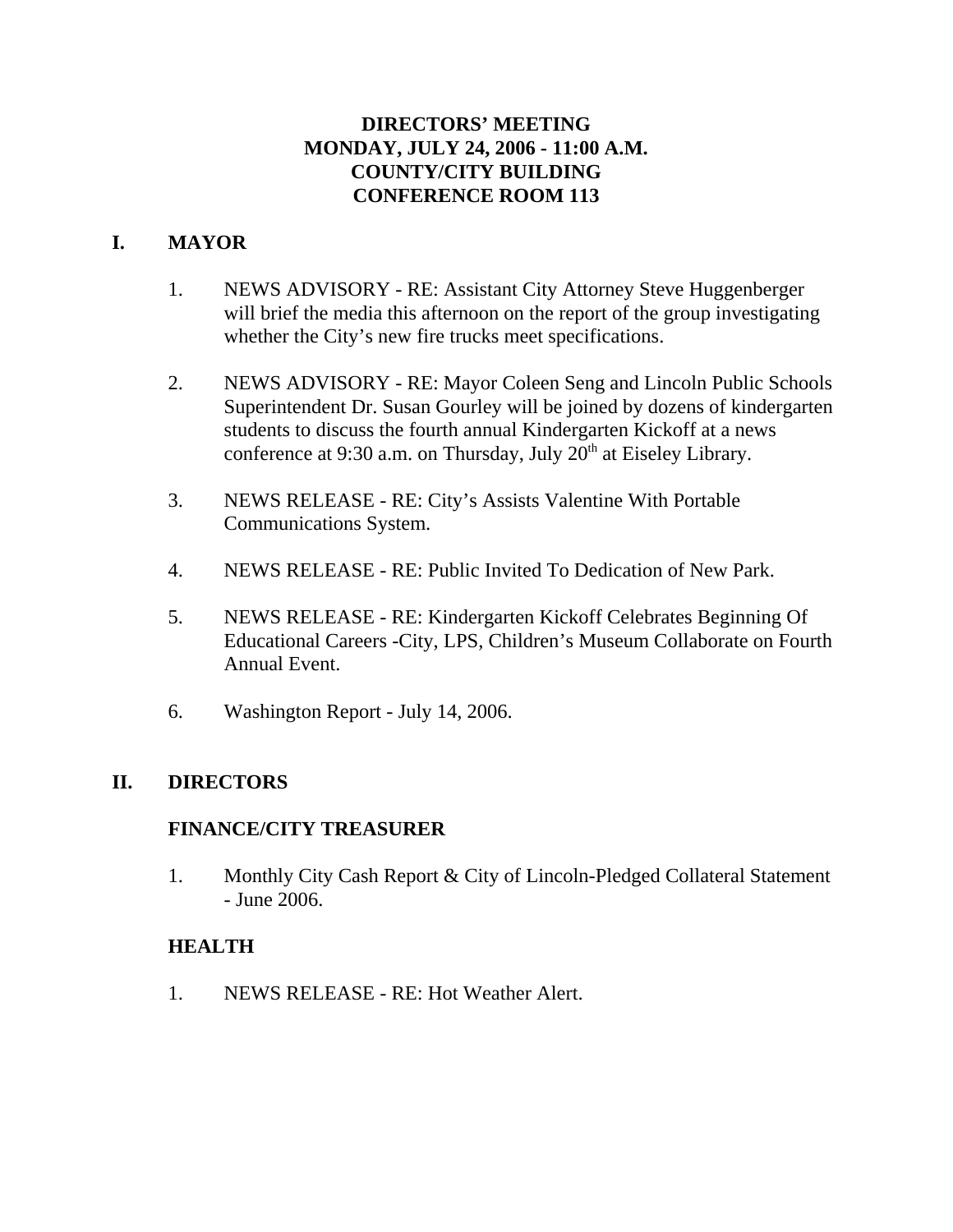# DIRECTORS' MEETING
# MONDAY, JULY 24, 2006 - 11:00 A.M.
# COUNTY/CITY BUILDING
# CONFERENCE ROOM 113

## I. MAYOR

1. NEWS ADVISORY - RE: Assistant City Attorney Steve Huggenberger will brief the media this afternoon on the report of the group investigating whether the City's new fire trucks meet specifications.

2. NEWS ADVISORY - RE: Mayor Coleen Seng and Lincoln Public Schools Superintendent Dr. Susan Gourley will be joined by dozens of kindergarten students to discuss the fourth annual Kindergarten Kickoff at a news conference at 9:30 a.m. on Thursday, July 20th at Eiseley Library.

3. NEWS RELEASE - RE: City's Assists Valentine With Portable Communications System.

4. NEWS RELEASE - RE: Public Invited To Dedication of New Park.

5. NEWS RELEASE - RE: Kindergarten Kickoff Celebrates Beginning Of Educational Careers -City, LPS, Children's Museum Collaborate on Fourth Annual Event.

6. Washington Report - July 14, 2006.

## II. DIRECTORS

### FINANCE/CITY TREASURER

1. Monthly City Cash Report & City of Lincoln-Pledged Collateral Statement - June 2006.

### HEALTH

1. NEWS RELEASE - RE: Hot Weather Alert.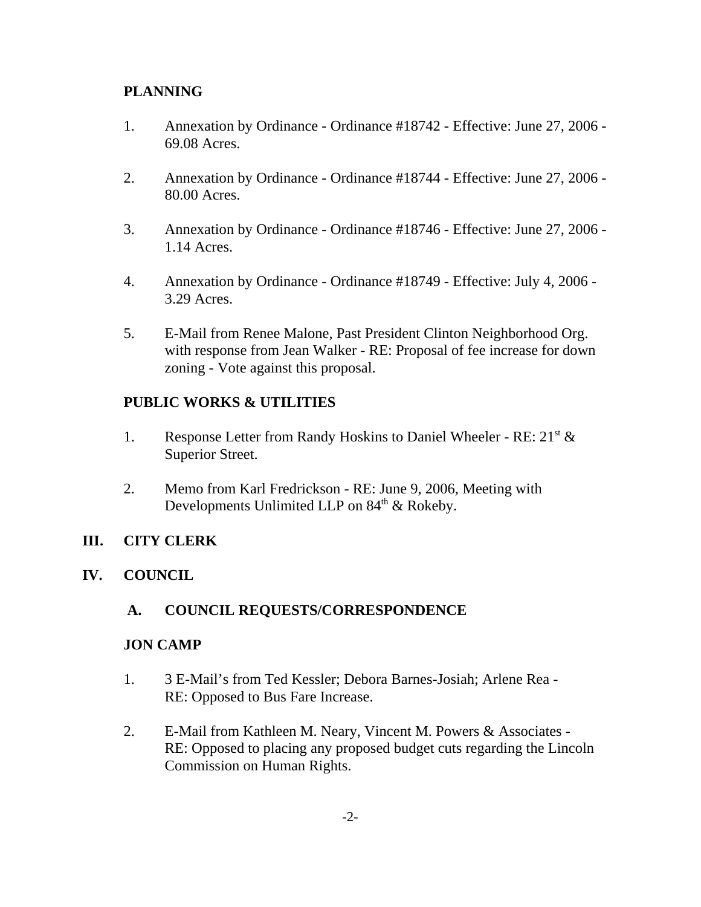**PLANNING**

1. Annexation by Ordinance - Ordinance #18742 - Effective: June 27, 2006 - 69.08 Acres.

2. Annexation by Ordinance - Ordinance #18744 - Effective: June 27, 2006 - 80.00 Acres.

3. Annexation by Ordinance - Ordinance #18746 - Effective: June 27, 2006 - 1.14 Acres.

4. Annexation by Ordinance - Ordinance #18749 - Effective: July 4, 2006 - 3.29 Acres.

5. E-Mail from Renee Malone, Past President Clinton Neighborhood Org. with response from Jean Walker - RE: Proposal of fee increase for down zoning - Vote against this proposal.

**PUBLIC WORKS & UTILITIES**

1. Response Letter from Randy Hoskins to Daniel Wheeler - RE: 21st & Superior Street.

2. Memo from Karl Fredrickson - RE: June 9, 2006, Meeting with Developments Unlimited LLP on 84th & Rokeby.

## III. CITY CLERK

## IV. COUNCIL

### A. COUNCIL REQUESTS/CORRESPONDENCE

**JON CAMP**

1. 3 E-Mail's from Ted Kessler; Debora Barnes-Josiah; Arlene Rea - RE: Opposed to Bus Fare Increase.

2. E-Mail from Kathleen M. Neary, Vincent M. Powers & Associates - RE: Opposed to placing any proposed budget cuts regarding the Lincoln Commission on Human Rights.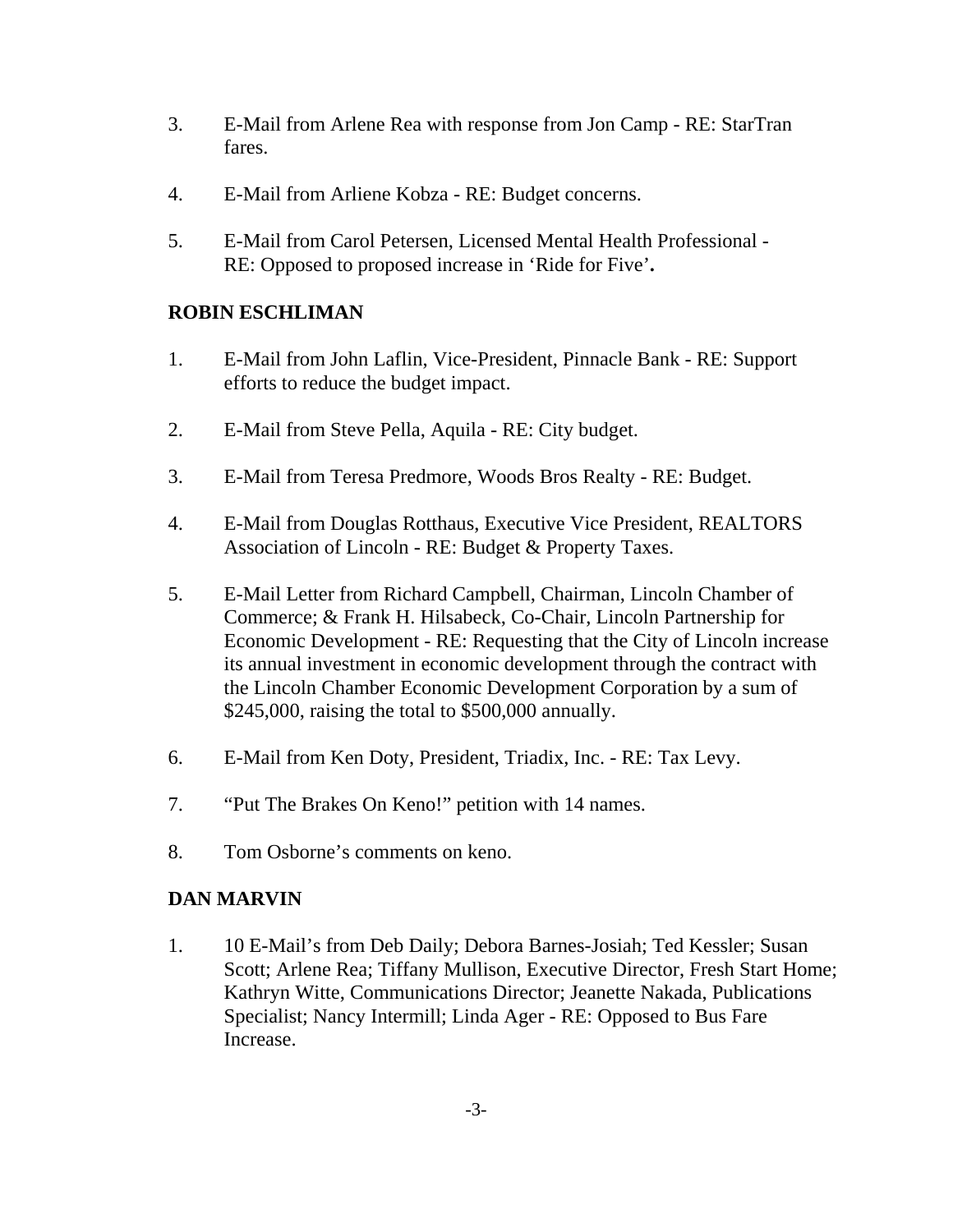3. E-Mail from Arlene Rea with response from Jon Camp - RE: StarTran fares.

4. E-Mail from Arliene Kobza - RE: Budget concerns.

5. E-Mail from Carol Petersen, Licensed Mental Health Professional - RE: Opposed to proposed increase in 'Ride for Five'**.**

## ROBIN ESCHLIMAN

1. E-Mail from John Laflin, Vice-President, Pinnacle Bank - RE: Support efforts to reduce the budget impact.

2. E-Mail from Steve Pella, Aquila - RE: City budget.

3. E-Mail from Teresa Predmore, Woods Bros Realty - RE: Budget.

4. E-Mail from Douglas Rotthaus, Executive Vice President, REALTORS Association of Lincoln - RE: Budget & Property Taxes.

5. E-Mail Letter from Richard Campbell, Chairman, Lincoln Chamber of Commerce; & Frank H. Hilsabeck, Co-Chair, Lincoln Partnership for Economic Development - RE: Requesting that the City of Lincoln increase its annual investment in economic development through the contract with the Lincoln Chamber Economic Development Corporation by a sum of $245,000, raising the total to $500,000 annually.

6. E-Mail from Ken Doty, President, Triadix, Inc. - RE: Tax Levy.

7. "Put The Brakes On Keno!" petition with 14 names.

8. Tom Osborne's comments on keno.

## DAN MARVIN

1. 10 E-Mail's from Deb Daily; Debora Barnes-Josiah; Ted Kessler; Susan Scott; Arlene Rea; Tiffany Mullison, Executive Director, Fresh Start Home; Kathryn Witte, Communications Director; Jeanette Nakada, Publications Specialist; Nancy Intermill; Linda Ager - RE: Opposed to Bus Fare Increase.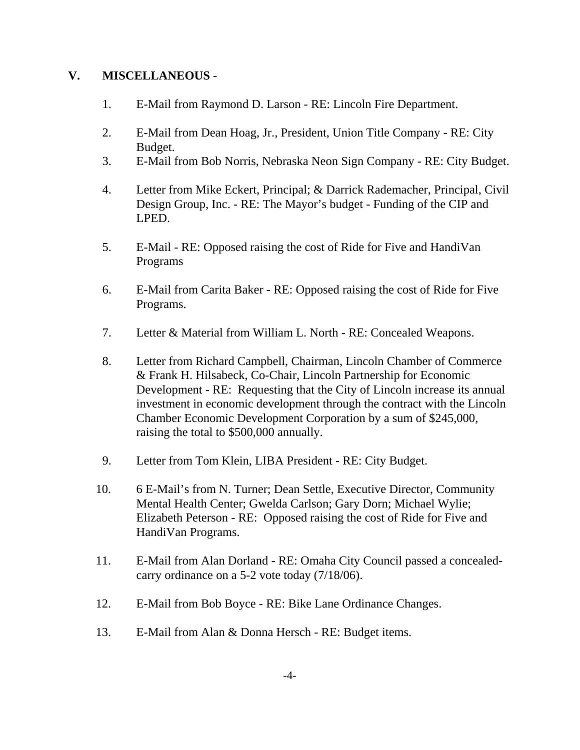## V. MISCELLANEOUS -

1. E-Mail from Raymond D. Larson - RE: Lincoln Fire Department.

2. E-Mail from Dean Hoag, Jr., President, Union Title Company - RE: City Budget.

3. E-Mail from Bob Norris, Nebraska Neon Sign Company - RE: City Budget.

4. Letter from Mike Eckert, Principal; & Darrick Rademacher, Principal, Civil Design Group, Inc. - RE: The Mayor's budget - Funding of the CIP and LPED.

5. E-Mail - RE: Opposed raising the cost of Ride for Five and HandiVan Programs

6. E-Mail from Carita Baker - RE: Opposed raising the cost of Ride for Five Programs.

7. Letter & Material from William L. North - RE: Concealed Weapons.

8. Letter from Richard Campbell, Chairman, Lincoln Chamber of Commerce & Frank H. Hilsabeck, Co-Chair, Lincoln Partnership for Economic Development - RE: Requesting that the City of Lincoln increase its annual investment in economic development through the contract with the Lincoln Chamber Economic Development Corporation by a sum of $245,000, raising the total to $500,000 annually.

9. Letter from Tom Klein, LIBA President - RE: City Budget.

10. 6 E-Mail's from N. Turner; Dean Settle, Executive Director, Community Mental Health Center; Gwelda Carlson; Gary Dorn; Michael Wylie; Elizabeth Peterson - RE: Opposed raising the cost of Ride for Five and HandiVan Programs.

11. E-Mail from Alan Dorland - RE: Omaha City Council passed a concealed-carry ordinance on a 5-2 vote today (7/18/06).

12. E-Mail from Bob Boyce - RE: Bike Lane Ordinance Changes.

13. E-Mail from Alan & Donna Hersch - RE: Budget items.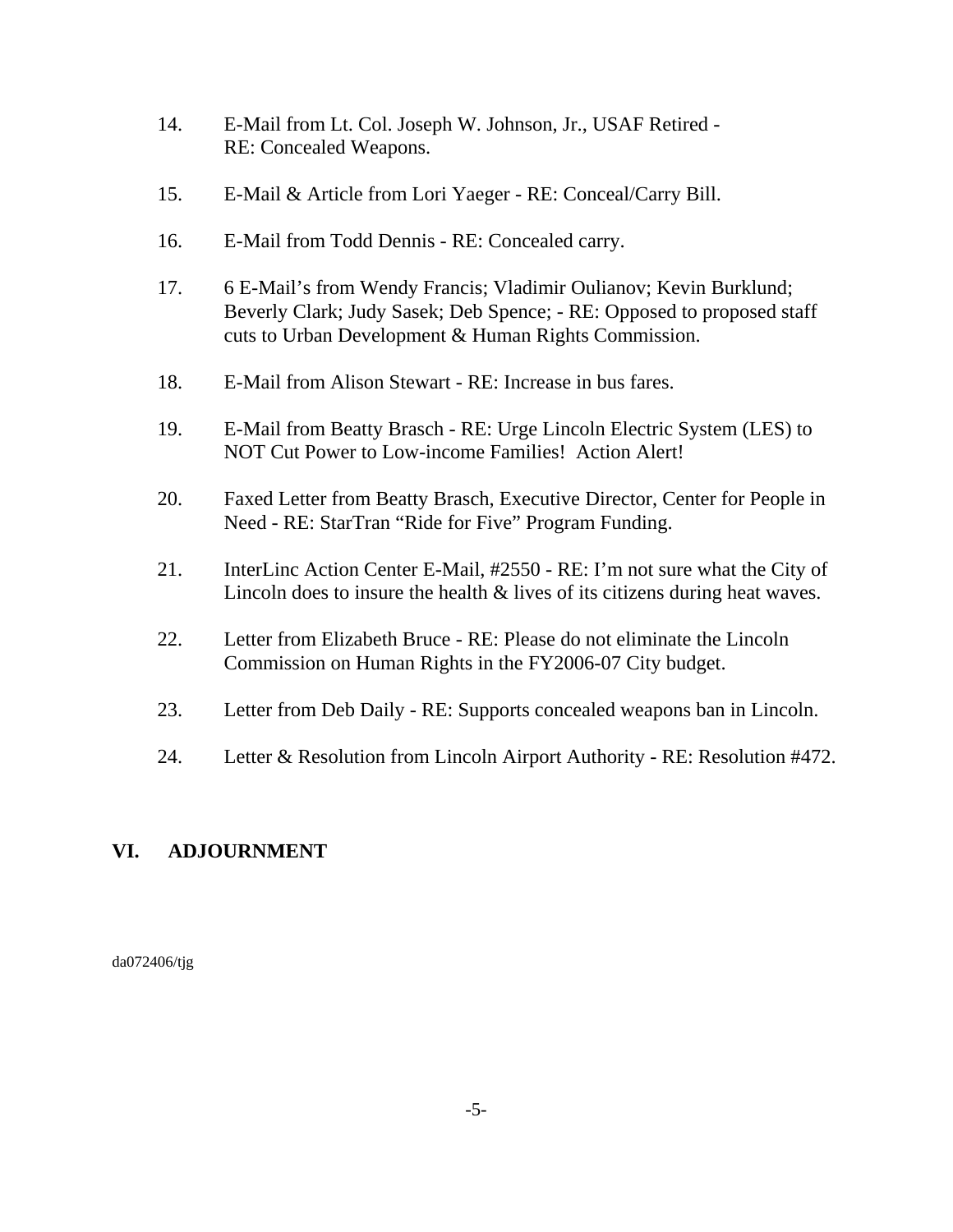14. E-Mail from Lt. Col. Joseph W. Johnson, Jr., USAF Retired - RE: Concealed Weapons.

15. E-Mail & Article from Lori Yaeger - RE: Conceal/Carry Bill.

16. E-Mail from Todd Dennis - RE: Concealed carry.

17. 6 E-Mail's from Wendy Francis; Vladimir Oulianov; Kevin Burklund; Beverly Clark; Judy Sasek; Deb Spence; - RE: Opposed to proposed staff cuts to Urban Development & Human Rights Commission.

18. E-Mail from Alison Stewart - RE: Increase in bus fares.

19. E-Mail from Beatty Brasch - RE: Urge Lincoln Electric System (LES) to NOT Cut Power to Low-income Families! Action Alert!

20. Faxed Letter from Beatty Brasch, Executive Director, Center for People in Need - RE: StarTran "Ride for Five" Program Funding.

21. InterLinc Action Center E-Mail, #2550 - RE: I'm not sure what the City of Lincoln does to insure the health & lives of its citizens during heat waves.

22. Letter from Elizabeth Bruce - RE: Please do not eliminate the Lincoln Commission on Human Rights in the FY2006-07 City budget.

23. Letter from Deb Daily - RE: Supports concealed weapons ban in Lincoln.

24. Letter & Resolution from Lincoln Airport Authority - RE: Resolution #472.

## VI. ADJOURNMENT

da072406/tjg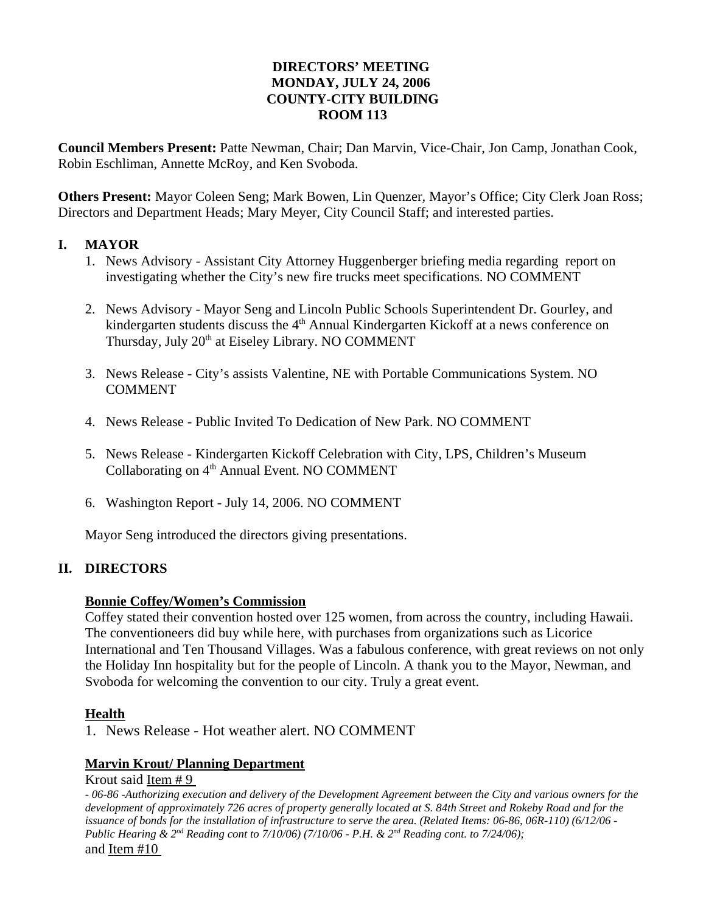**DIRECTORS' MEETING**
**MONDAY, JULY 24, 2006**
**COUNTY-CITY BUILDING**
**ROOM 113**

**Council Members Present:** Patte Newman, Chair; Dan Marvin, Vice-Chair, Jon Camp, Jonathan Cook, Robin Eschliman, Annette McRoy, and Ken Svoboda.

**Others Present:** Mayor Coleen Seng; Mark Bowen, Lin Quenzer, Mayor's Office; City Clerk Joan Ross; Directors and Department Heads; Mary Meyer, City Council Staff; and interested parties.

## I. MAYOR

1. News Advisory - Assistant City Attorney Huggenberger briefing media regarding report on investigating whether the City's new fire trucks meet specifications. NO COMMENT

2. News Advisory - Mayor Seng and Lincoln Public Schools Superintendent Dr. Gourley, and kindergarten students discuss the 4th Annual Kindergarten Kickoff at a news conference on Thursday, July 20th at Eiseley Library. NO COMMENT

3. News Release - City's assists Valentine, NE with Portable Communications System. NO COMMENT

4. News Release - Public Invited To Dedication of New Park. NO COMMENT

5. News Release - Kindergarten Kickoff Celebration with City, LPS, Children's Museum Collaborating on 4th Annual Event. NO COMMENT

6. Washington Report - July 14, 2006. NO COMMENT

Mayor Seng introduced the directors giving presentations.

## II. DIRECTORS

**Bonnie Coffey/Women's Commission**

Coffey stated their convention hosted over 125 women, from across the country, including Hawaii. The conventioneers did buy while here, with purchases from organizations such as Licorice International and Ten Thousand Villages. Was a fabulous conference, with great reviews on not only the Holiday Inn hospitality but for the people of Lincoln. A thank you to the Mayor, Newman, and Svoboda for welcoming the convention to our city. Truly a great event.

**Health**

1. News Release - Hot weather alert. NO COMMENT

**Marvin Krout/ Planning Department**

Krout said Item # 9

*- 06-86 -Authorizing execution and delivery of the Development Agreement between the City and various owners for the development of approximately 726 acres of property generally located at S. 84th Street and Rokeby Road and for the issuance of bonds for the installation of infrastructure to serve the area. (Related Items: 06-86, 06R-110) (6/12/06 - Public Hearing & 2nd Reading cont to 7/10/06) (7/10/06 - P.H. & 2nd Reading cont. to 7/24/06);*

and Item #10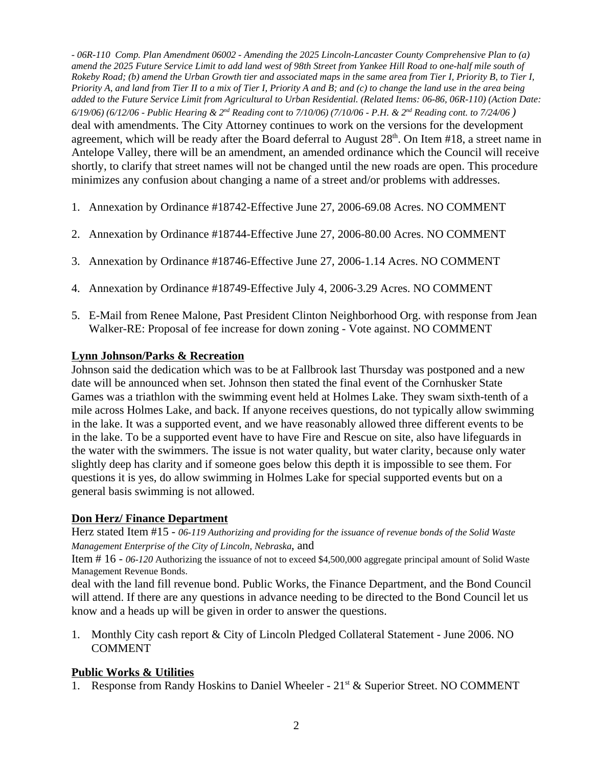*- 06R-110 Comp. Plan Amendment 06002 - Amending the 2025 Lincoln-Lancaster County Comprehensive Plan to (a) amend the 2025 Future Service Limit to add land west of 98th Street from Yankee Hill Road to one-half mile south of Rokeby Road; (b) amend the Urban Growth tier and associated maps in the same area from Tier I, Priority B, to Tier I, Priority A, and land from Tier II to a mix of Tier I, Priority A and B; and (c) to change the land use in the area being added to the Future Service Limit from Agricultural to Urban Residential. (Related Items: 06-86, 06R-110) (Action Date: 6/19/06) (6/12/06 - Public Hearing & 2nd Reading cont to 7/10/06) (7/10/06 - P.H. & 2nd Reading cont. to 7/24/06 )*
deal with amendments. The City Attorney continues to work on the versions for the development agreement, which will be ready after the Board deferral to August 28th. On Item #18, a street name in Antelope Valley, there will be an amendment, an amended ordinance which the Council will receive shortly, to clarify that street names will not be changed until the new roads are open. This procedure minimizes any confusion about changing a name of a street and/or problems with addresses.

1. Annexation by Ordinance #18742-Effective June 27, 2006-69.08 Acres. NO COMMENT

2. Annexation by Ordinance #18744-Effective June 27, 2006-80.00 Acres. NO COMMENT

3. Annexation by Ordinance #18746-Effective June 27, 2006-1.14 Acres. NO COMMENT

4. Annexation by Ordinance #18749-Effective July 4, 2006-3.29 Acres. NO COMMENT

5. E-Mail from Renee Malone, Past President Clinton Neighborhood Org. with response from Jean Walker-RE: Proposal of fee increase for down zoning - Vote against. NO COMMENT

**Lynn Johnson/Parks & Recreation**

Johnson said the dedication which was to be at Fallbrook last Thursday was postponed and a new date will be announced when set. Johnson then stated the final event of the Cornhusker State Games was a triathlon with the swimming event held at Holmes Lake. They swam sixth-tenth of a mile across Holmes Lake, and back. If anyone receives questions, do not typically allow swimming in the lake. It was a supported event, and we have reasonably allowed three different events to be in the lake. To be a supported event have to have Fire and Rescue on site, also have lifeguards in the water with the swimmers. The issue is not water quality, but water clarity, because only water slightly deep has clarity and if someone goes below this depth it is impossible to see them. For questions it is yes, do allow swimming in Holmes Lake for special supported events but on a general basis swimming is not allowed.

**Don Herz/ Finance Department**

Herz stated Item #15 - *06-119 Authorizing and providing for the issuance of revenue bonds of the Solid Waste Management Enterprise of the City of Lincoln, Nebraska*, and
Item # 16 - *06-120* Authorizing the issuance of not to exceed $4,500,000 aggregate principal amount of Solid Waste Management Revenue Bonds.
deal with the land fill revenue bond. Public Works, the Finance Department, and the Bond Council will attend. If there are any questions in advance needing to be directed to the Bond Council let us know and a heads up will be given in order to answer the questions.

1. Monthly City cash report & City of Lincoln Pledged Collateral Statement - June 2006. NO COMMENT

**Public Works & Utilities**

1. Response from Randy Hoskins to Daniel Wheeler - 21st & Superior Street. NO COMMENT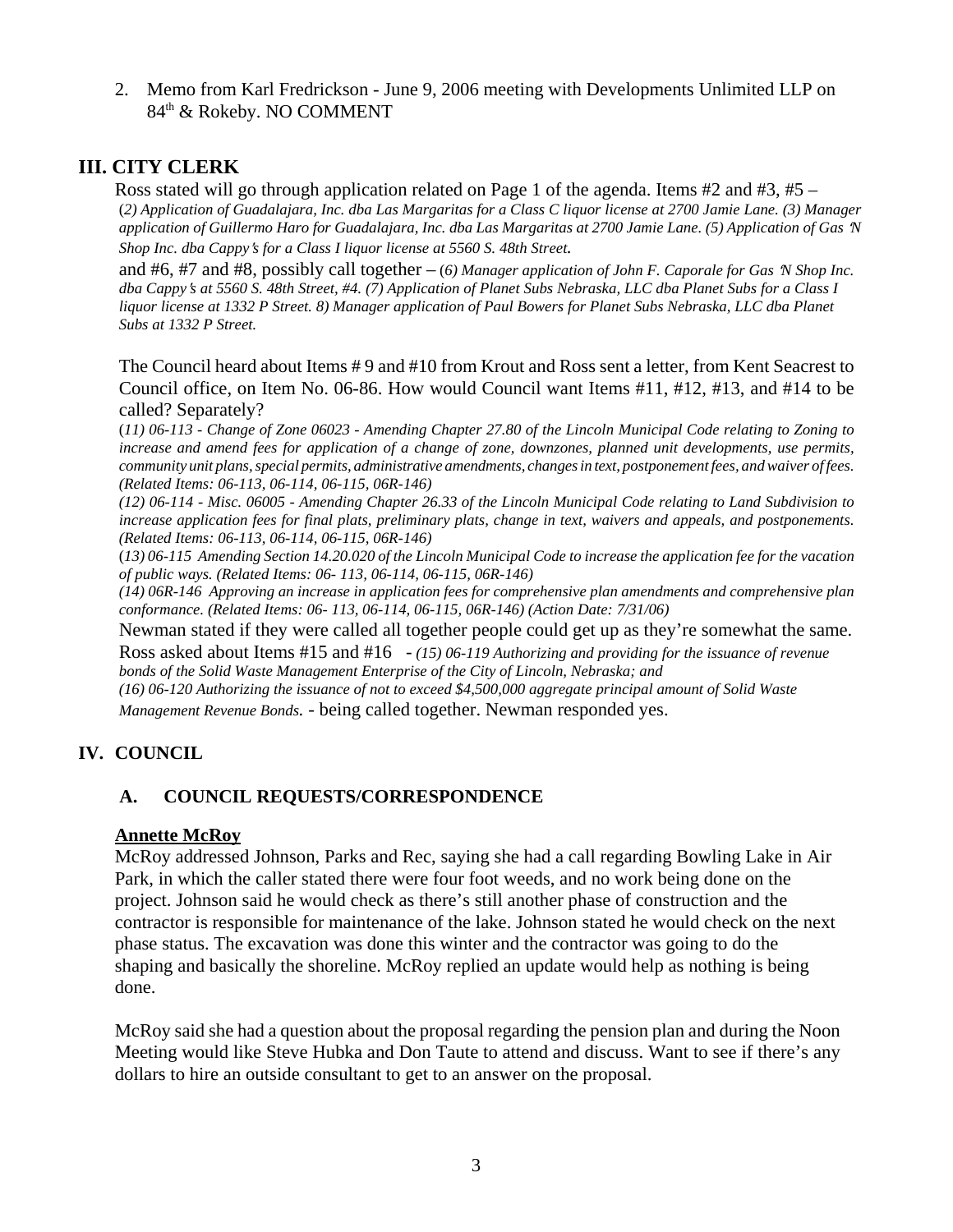2. Memo from Karl Fredrickson - June 9, 2006 meeting with Developments Unlimited LLP on 84th & Rokeby. NO COMMENT

## III. CITY CLERK

Ross stated will go through application related on Page 1 of the agenda. Items #2 and #3, #5 – (*2) Application of Guadalajara, Inc. dba Las Margaritas for a Class C liquor license at 2700 Jamie Lane. (3) Manager application of Guillermo Haro for Guadalajara, Inc. dba Las Margaritas at 2700 Jamie Lane. (5) Application of Gas 'N Shop Inc. dba Cappy's for a Class I liquor license at 5560 S. 48th Street.*

and #6, #7 and #8, possibly call together – (*6) Manager application of John F. Caporale for Gas 'N Shop Inc. dba Cappy's at 5560 S. 48th Street, #4. (7) Application of Planet Subs Nebraska, LLC dba Planet Subs for a Class I liquor license at 1332 P Street. 8) Manager application of Paul Bowers for Planet Subs Nebraska, LLC dba Planet Subs at 1332 P Street.*

The Council heard about Items # 9 and #10 from Krout and Ross sent a letter, from Kent Seacrest to Council office, on Item No. 06-86. How would Council want Items #11, #12, #13, and #14 to be called? Separately?

(*11) 06-113 - Change of Zone 06023 - Amending Chapter 27.80 of the Lincoln Municipal Code relating to Zoning to increase and amend fees for application of a change of zone, downzones, planned unit developments, use permits, community unit plans, special permits, administrative amendments, changes in text, postponement fees, and waiver of fees. (Related Items: 06-113, 06-114, 06-115, 06R-146)*

*(12) 06-114 - Misc. 06005 - Amending Chapter 26.33 of the Lincoln Municipal Code relating to Land Subdivision to increase application fees for final plats, preliminary plats, change in text, waivers and appeals, and postponements. (Related Items: 06-113, 06-114, 06-115, 06R-146)*

(*13) 06-115 Amending Section 14.20.020 of the Lincoln Municipal Code to increase the application fee for the vacation of public ways. (Related Items: 06- 113, 06-114, 06-115, 06R-146)*

*(14) 06R-146 Approving an increase in application fees for comprehensive plan amendments and comprehensive plan conformance. (Related Items: 06- 113, 06-114, 06-115, 06R-146) (Action Date: 7/31/06)*

Newman stated if they were called all together people could get up as they're somewhat the same.

Ross asked about Items #15 and #16 - *(15) 06-119 Authorizing and providing for the issuance of revenue bonds of the Solid Waste Management Enterprise of the City of Lincoln, Nebraska; and*

*(16) 06-120 Authorizing the issuance of not to exceed $4,500,000 aggregate principal amount of Solid Waste Management Revenue Bonds.* - being called together. Newman responded yes.

## IV. COUNCIL

### A. COUNCIL REQUESTS/CORRESPONDENCE

**Annette McRoy**

McRoy addressed Johnson, Parks and Rec, saying she had a call regarding Bowling Lake in Air Park, in which the caller stated there were four foot weeds, and no work being done on the project. Johnson said he would check as there's still another phase of construction and the contractor is responsible for maintenance of the lake. Johnson stated he would check on the next phase status. The excavation was done this winter and the contractor was going to do the shaping and basically the shoreline. McRoy replied an update would help as nothing is being done.

McRoy said she had a question about the proposal regarding the pension plan and during the Noon Meeting would like Steve Hubka and Don Taute to attend and discuss. Want to see if there's any dollars to hire an outside consultant to get to an answer on the proposal.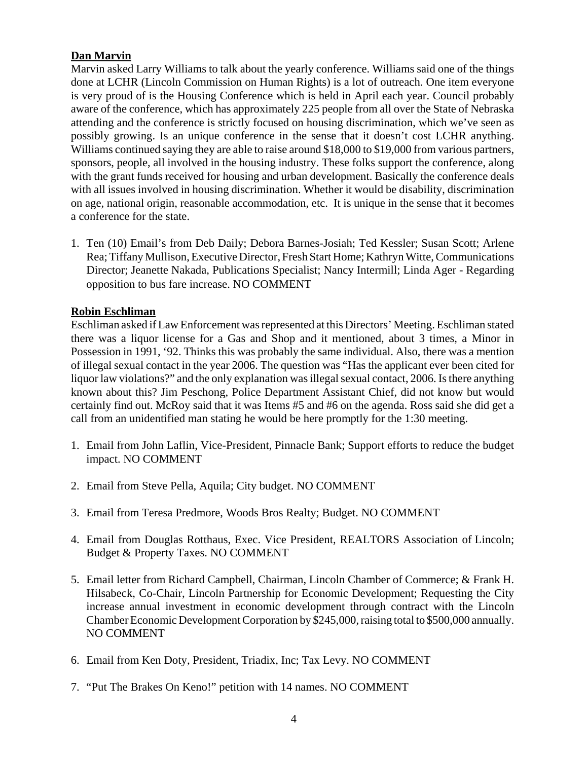**Dan Marvin**

Marvin asked Larry Williams to talk about the yearly conference. Williams said one of the things done at LCHR (Lincoln Commission on Human Rights) is a lot of outreach. One item everyone is very proud of is the Housing Conference which is held in April each year. Council probably aware of the conference, which has approximately 225 people from all over the State of Nebraska attending and the conference is strictly focused on housing discrimination, which we've seen as possibly growing. Is an unique conference in the sense that it doesn't cost LCHR anything. Williams continued saying they are able to raise around $18,000 to $19,000 from various partners, sponsors, people, all involved in the housing industry. These folks support the conference, along with the grant funds received for housing and urban development. Basically the conference deals with all issues involved in housing discrimination. Whether it would be disability, discrimination on age, national origin, reasonable accommodation, etc. It is unique in the sense that it becomes a conference for the state.

1. Ten (10) Email's from Deb Daily; Debora Barnes-Josiah; Ted Kessler; Susan Scott; Arlene Rea; Tiffany Mullison, Executive Director, Fresh Start Home; Kathryn Witte, Communications Director; Jeanette Nakada, Publications Specialist; Nancy Intermill; Linda Ager - Regarding opposition to bus fare increase. NO COMMENT

**Robin Eschliman**

Eschliman asked if Law Enforcement was represented at this Directors' Meeting. Eschliman stated there was a liquor license for a Gas and Shop and it mentioned, about 3 times, a Minor in Possession in 1991, '92. Thinks this was probably the same individual. Also, there was a mention of illegal sexual contact in the year 2006. The question was "Has the applicant ever been cited for liquor law violations?" and the only explanation was illegal sexual contact, 2006. Is there anything known about this? Jim Peschong, Police Department Assistant Chief, did not know but would certainly find out. McRoy said that it was Items #5 and #6 on the agenda. Ross said she did get a call from an unidentified man stating he would be here promptly for the 1:30 meeting.

1. Email from John Laflin, Vice-President, Pinnacle Bank; Support efforts to reduce the budget impact. NO COMMENT

2. Email from Steve Pella, Aquila; City budget. NO COMMENT

3. Email from Teresa Predmore, Woods Bros Realty; Budget. NO COMMENT

4. Email from Douglas Rotthaus, Exec. Vice President, REALTORS Association of Lincoln; Budget & Property Taxes. NO COMMENT

5. Email letter from Richard Campbell, Chairman, Lincoln Chamber of Commerce; & Frank H. Hilsabeck, Co-Chair, Lincoln Partnership for Economic Development; Requesting the City increase annual investment in economic development through contract with the Lincoln Chamber Economic Development Corporation by $245,000, raising total to $500,000 annually. NO COMMENT

6. Email from Ken Doty, President, Triadix, Inc; Tax Levy. NO COMMENT

7. "Put The Brakes On Keno!" petition with 14 names. NO COMMENT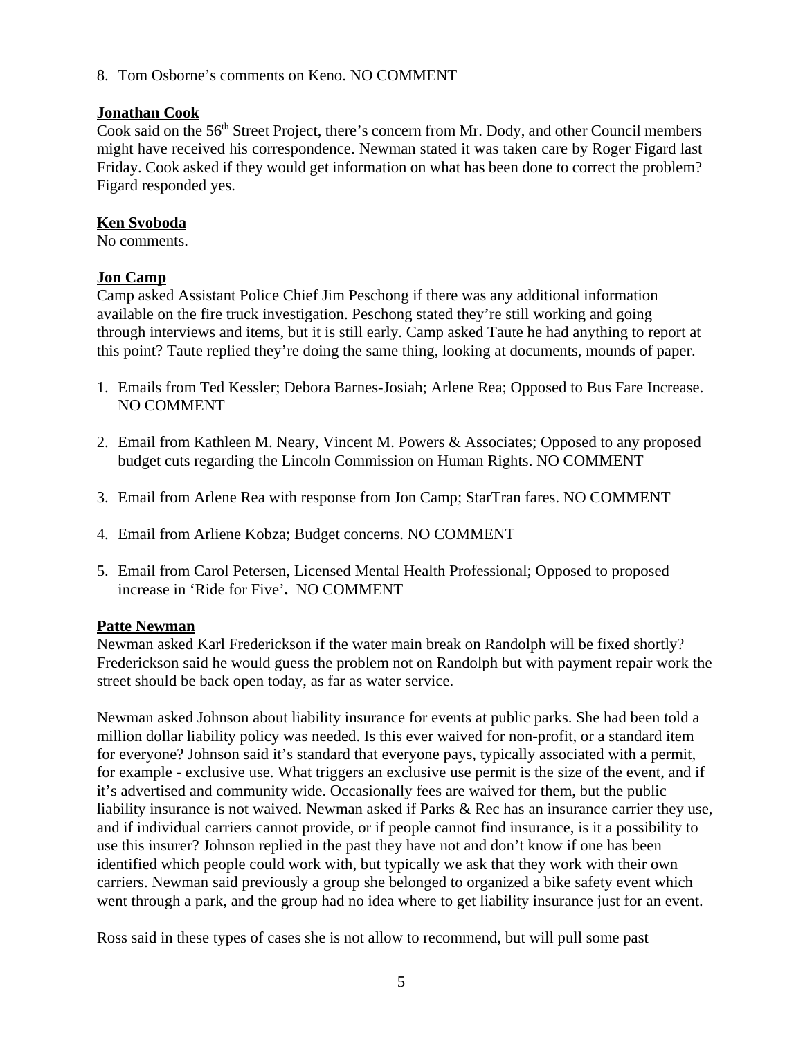8. Tom Osborne's comments on Keno. NO COMMENT

**Jonathan Cook**

Cook said on the 56th Street Project, there's concern from Mr. Dody, and other Council members might have received his correspondence. Newman stated it was taken care by Roger Figard last Friday. Cook asked if they would get information on what has been done to correct the problem? Figard responded yes.

**Ken Svoboda**

No comments.

**Jon Camp**

Camp asked Assistant Police Chief Jim Peschong if there was any additional information available on the fire truck investigation. Peschong stated they're still working and going through interviews and items, but it is still early. Camp asked Taute he had anything to report at this point? Taute replied they're doing the same thing, looking at documents, mounds of paper.

1. Emails from Ted Kessler; Debora Barnes-Josiah; Arlene Rea; Opposed to Bus Fare Increase. NO COMMENT

2. Email from Kathleen M. Neary, Vincent M. Powers & Associates; Opposed to any proposed budget cuts regarding the Lincoln Commission on Human Rights. NO COMMENT

3. Email from Arlene Rea with response from Jon Camp; StarTran fares. NO COMMENT

4. Email from Arliene Kobza; Budget concerns. NO COMMENT

5. Email from Carol Petersen, Licensed Mental Health Professional; Opposed to proposed increase in 'Ride for Five'**.** NO COMMENT

**Patte Newman**

Newman asked Karl Frederickson if the water main break on Randolph will be fixed shortly? Frederickson said he would guess the problem not on Randolph but with payment repair work the street should be back open today, as far as water service.

Newman asked Johnson about liability insurance for events at public parks. She had been told a million dollar liability policy was needed. Is this ever waived for non-profit, or a standard item for everyone? Johnson said it's standard that everyone pays, typically associated with a permit, for example - exclusive use. What triggers an exclusive use permit is the size of the event, and if it's advertised and community wide. Occasionally fees are waived for them, but the public liability insurance is not waived. Newman asked if Parks & Rec has an insurance carrier they use, and if individual carriers cannot provide, or if people cannot find insurance, is it a possibility to use this insurer? Johnson replied in the past they have not and don't know if one has been identified which people could work with, but typically we ask that they work with their own carriers. Newman said previously a group she belonged to organized a bike safety event which went through a park, and the group had no idea where to get liability insurance just for an event.

Ross said in these types of cases she is not allow to recommend, but will pull some past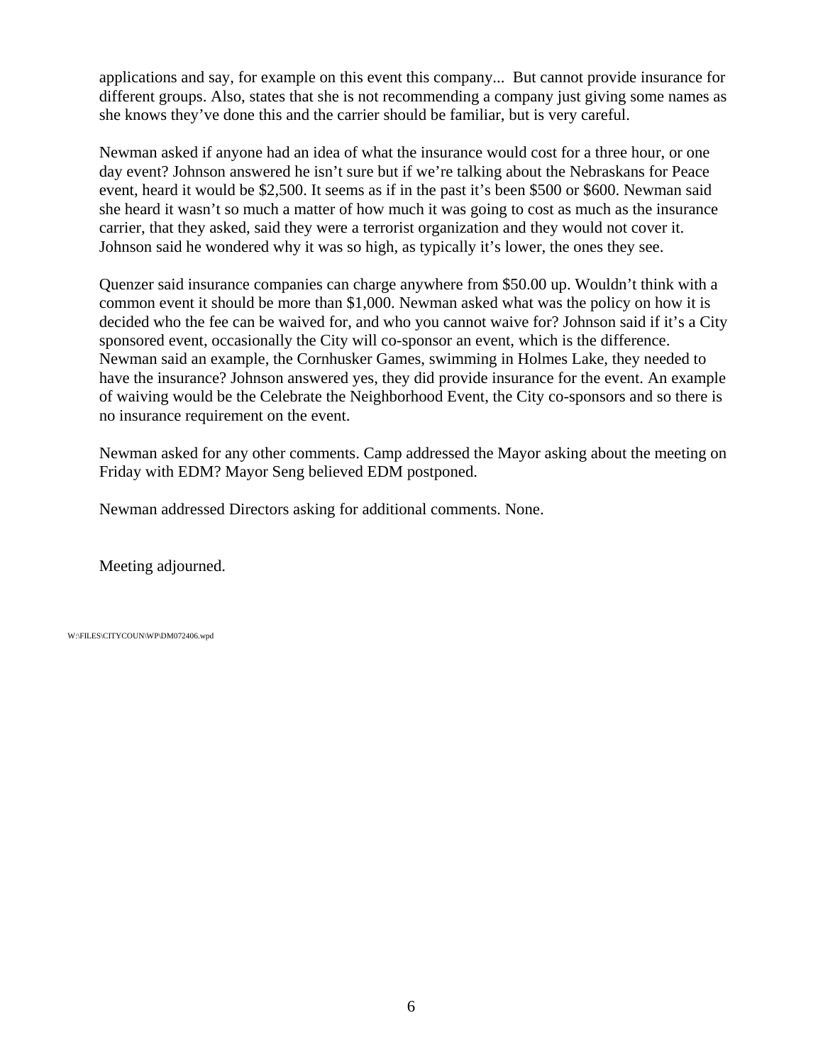applications and say, for example on this event this company... But cannot provide insurance for different groups. Also, states that she is not recommending a company just giving some names as she knows they've done this and the carrier should be familiar, but is very careful.

Newman asked if anyone had an idea of what the insurance would cost for a three hour, or one day event? Johnson answered he isn't sure but if we're talking about the Nebraskans for Peace event, heard it would be $2,500. It seems as if in the past it's been $500 or $600. Newman said she heard it wasn't so much a matter of how much it was going to cost as much as the insurance carrier, that they asked, said they were a terrorist organization and they would not cover it. Johnson said he wondered why it was so high, as typically it's lower, the ones they see.

Quenzer said insurance companies can charge anywhere from $50.00 up. Wouldn't think with a common event it should be more than $1,000. Newman asked what was the policy on how it is decided who the fee can be waived for, and who you cannot waive for? Johnson said if it's a City sponsored event, occasionally the City will co-sponsor an event, which is the difference. Newman said an example, the Cornhusker Games, swimming in Holmes Lake, they needed to have the insurance? Johnson answered yes, they did provide insurance for the event. An example of waiving would be the Celebrate the Neighborhood Event, the City co-sponsors and so there is no insurance requirement on the event.

Newman asked for any other comments. Camp addressed the Mayor asking about the meeting on Friday with EDM? Mayor Seng believed EDM postponed.

Newman addressed Directors asking for additional comments. None.

Meeting adjourned.

W:\FILES\CITYCOUN\WP\DM072406.wpd